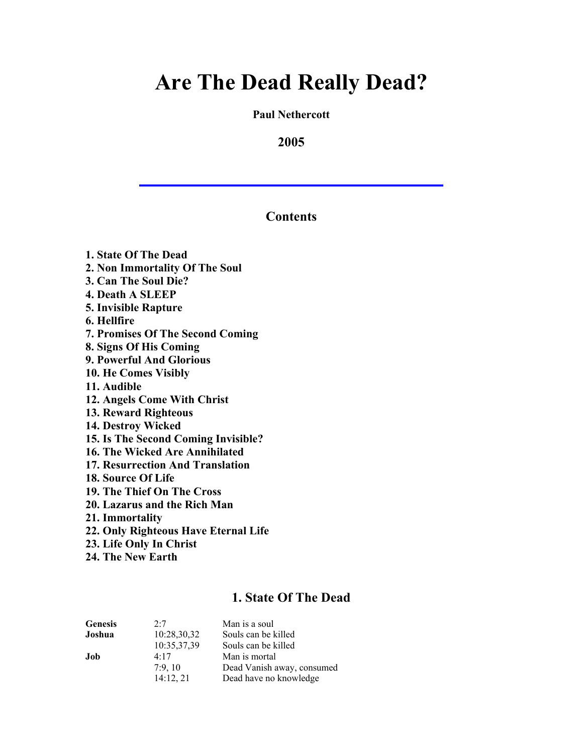# Are The Dead Really Dead?

**Paul Nethercott**

**2005**

---

## Contents

**1. State Of The Dead**
**2. Non Immortality Of The Soul**
**3. Can The Soul Die?**
**4. Death A SLEEP**
**5. Invisible Rapture**
**6. Hellfire**
**7. Promises Of The Second Coming**
**8. Signs Of His Coming**
**9. Powerful And Glorious**
**10. He Comes Visibly**
**11. Audible**
**12. Angels Come With Christ**
**13. Reward Righteous**
**14. Destroy Wicked**
**15. Is The Second Coming Invisible?**
**16. The Wicked Are Annihilated**
**17. Resurrection And Translation**
**18. Source Of Life**
**19. The Thief On The Cross**
**20. Lazarus and the Rich Man**
**21. Immortality**
**22. Only Righteous Have Eternal Life**
**23. Life Only In Christ**
**24. The New Earth**

## 1. State Of The Dead

| | | |
|---|---|---|
| **Genesis** | 2:7 | Man is a soul |
| **Joshua** | 10:28,30,32 | Souls can be killed |
| | 10:35,37,39 | Souls can be killed |
| **Job** | 4:17 | Man is mortal |
| | 7:9, 10 | Dead Vanish away, consumed |
| | 14:12, 21 | Dead have no knowledge |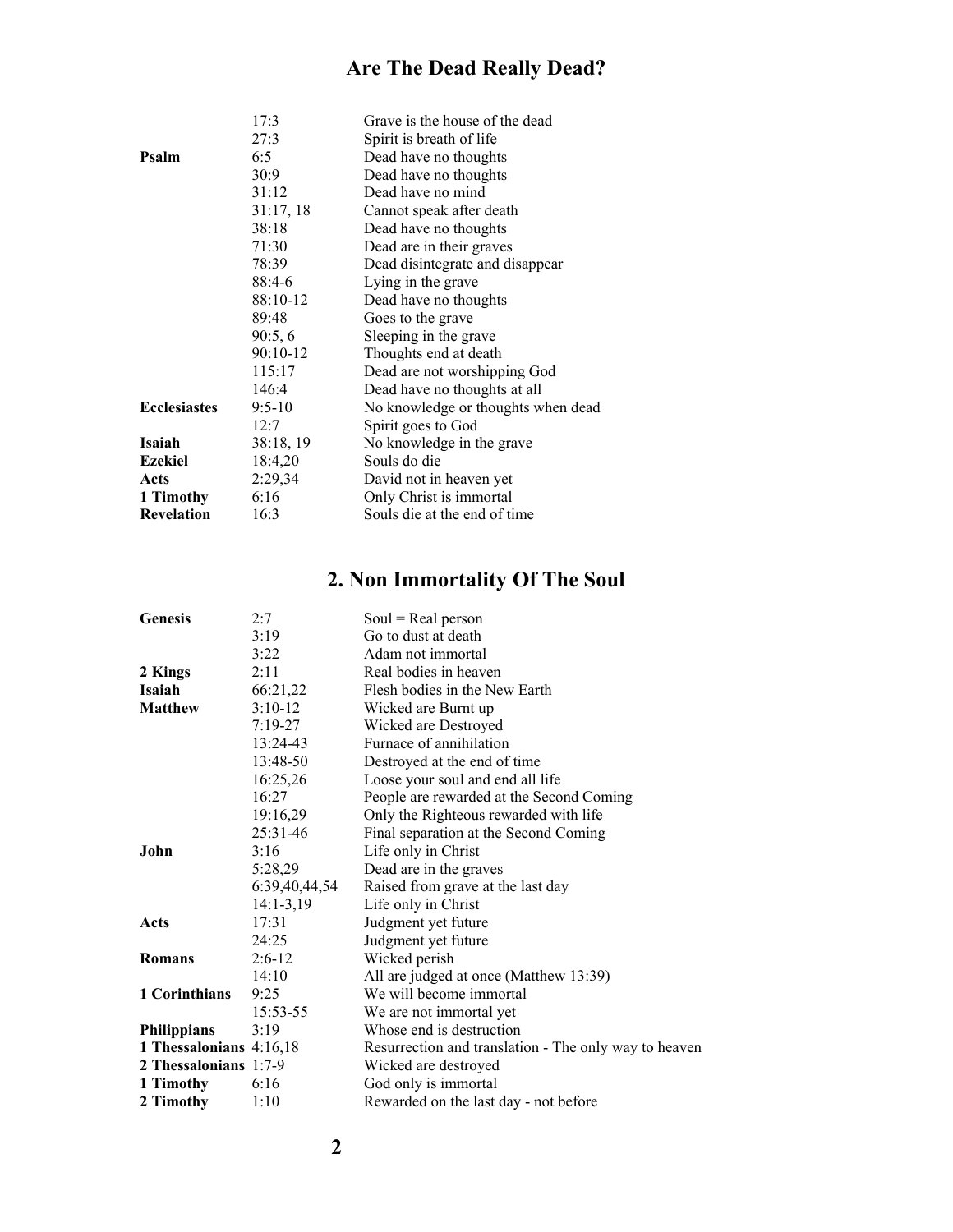# Are The Dead Really Dead?

| | | |
|---|---|---|
| | 17:3 | Grave is the house of the dead |
| | 27:3 | Spirit is breath of life |
| **Psalm** | 6:5 | Dead have no thoughts |
| | 30:9 | Dead have no thoughts |
| | 31:12 | Dead have no mind |
| | 31:17, 18 | Cannot speak after death |
| | 38:18 | Dead have no thoughts |
| | 71:30 | Dead are in their graves |
| | 78:39 | Dead disintegrate and disappear |
| | 88:4-6 | Lying in the grave |
| | 88:10-12 | Dead have no thoughts |
| | 89:48 | Goes to the grave |
| | 90:5, 6 | Sleeping in the grave |
| | 90:10-12 | Thoughts end at death |
| | 115:17 | Dead are not worshipping God |
| | 146:4 | Dead have no thoughts at all |
| **Ecclesiastes** | 9:5-10 | No knowledge or thoughts when dead |
| | 12:7 | Spirit goes to God |
| **Isaiah** | 38:18, 19 | No knowledge in the grave |
| **Ezekiel** | 18:4,20 | Souls do die |
| **Acts** | 2:29,34 | David not in heaven yet |
| **1 Timothy** | 6:16 | Only Christ is immortal |
| **Revelation** | 16:3 | Souls die at the end of time |

## 2. Non Immortality Of The Soul

| | | |
|---|---|---|
| **Genesis** | 2:7 | Soul = Real person |
| | 3:19 | Go to dust at death |
| | 3:22 | Adam not immortal |
| **2 Kings** | 2:11 | Real bodies in heaven |
| **Isaiah** | 66:21,22 | Flesh bodies in the New Earth |
| **Matthew** | 3:10-12 | Wicked are Burnt up |
| | 7:19-27 | Wicked are Destroyed |
| | 13:24-43 | Furnace of annihilation |
| | 13:48-50 | Destroyed at the end of time |
| | 16:25,26 | Loose your soul and end all life |
| | 16:27 | People are rewarded at the Second Coming |
| | 19:16,29 | Only the Righteous rewarded with life |
| | 25:31-46 | Final separation at the Second Coming |
| **John** | 3:16 | Life only in Christ |
| | 5:28,29 | Dead are in the graves |
| | 6:39,40,44,54 | Raised from grave at the last day |
| | 14:1-3,19 | Life only in Christ |
| **Acts** | 17:31 | Judgment yet future |
| | 24:25 | Judgment yet future |
| **Romans** | 2:6-12 | Wicked perish |
| | 14:10 | All are judged at once (Matthew 13:39) |
| **1 Corinthians** | 9:25 | We will become immortal |
| | 15:53-55 | We are not immortal yet |
| **Philippians** | 3:19 | Whose end is destruction |
| **1 Thessalonians** | 4:16,18 | Resurrection and translation - The only way to heaven |
| **2 Thessalonians** | 1:7-9 | Wicked are destroyed |
| **1 Timothy** | 6:16 | God only is immortal |
| **2 Timothy** | 1:10 | Rewarded on the last day - not before |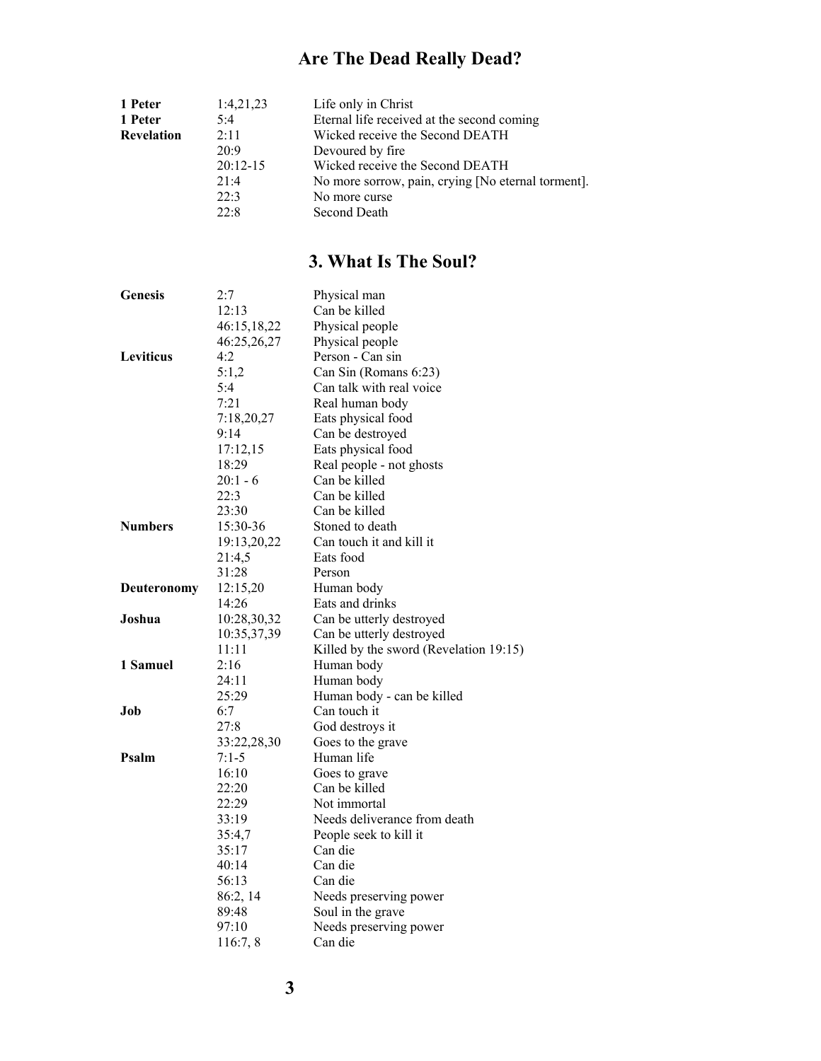# Are The Dead Really Dead?

| | | |
|---|---|---|
| **1 Peter** | 1:4,21,23 | Life only in Christ |
| **1 Peter** | 5:4 | Eternal life received at the second coming |
| **Revelation** | 2:11 | Wicked receive the Second DEATH |
| | 20:9 | Devoured by fire |
| | 20:12-15 | Wicked receive the Second DEATH |
| | 21:4 | No more sorrow, pain, crying [No eternal torment]. |
| | 22:3 | No more curse |
| | 22:8 | Second Death |

## 3. What Is The Soul?

| | | |
|---|---|---|
| **Genesis** | 2:7 | Physical man |
| | 12:13 | Can be killed |
| | 46:15,18,22 | Physical people |
| | 46:25,26,27 | Physical people |
| **Leviticus** | 4:2 | Person - Can sin |
| | 5:1,2 | Can Sin (Romans 6:23) |
| | 5:4 | Can talk with real voice |
| | 7:21 | Real human body |
| | 7:18,20,27 | Eats physical food |
| | 9:14 | Can be destroyed |
| | 17:12,15 | Eats physical food |
| | 18:29 | Real people - not ghosts |
| | 20:1 - 6 | Can be killed |
| | 22:3 | Can be killed |
| | 23:30 | Can be killed |
| **Numbers** | 15:30-36 | Stoned to death |
| | 19:13,20,22 | Can touch it and kill it |
| | 21:4,5 | Eats food |
| | 31:28 | Person |
| **Deuteronomy** | 12:15,20 | Human body |
| | 14:26 | Eats and drinks |
| **Joshua** | 10:28,30,32 | Can be utterly destroyed |
| | 10:35,37,39 | Can be utterly destroyed |
| | 11:11 | Killed by the sword (Revelation 19:15) |
| **1 Samuel** | 2:16 | Human body |
| | 24:11 | Human body |
| | 25:29 | Human body - can be killed |
| **Job** | 6:7 | Can touch it |
| | 27:8 | God destroys it |
| | 33:22,28,30 | Goes to the grave |
| **Psalm** | 7:1-5 | Human life |
| | 16:10 | Goes to grave |
| | 22:20 | Can be killed |
| | 22:29 | Not immortal |
| | 33:19 | Needs deliverance from death |
| | 35:4,7 | People seek to kill it |
| | 35:17 | Can die |
| | 40:14 | Can die |
| | 56:13 | Can die |
| | 86:2, 14 | Needs preserving power |
| | 89:48 | Soul in the grave |
| | 97:10 | Needs preserving power |
| | 116:7, 8 | Can die |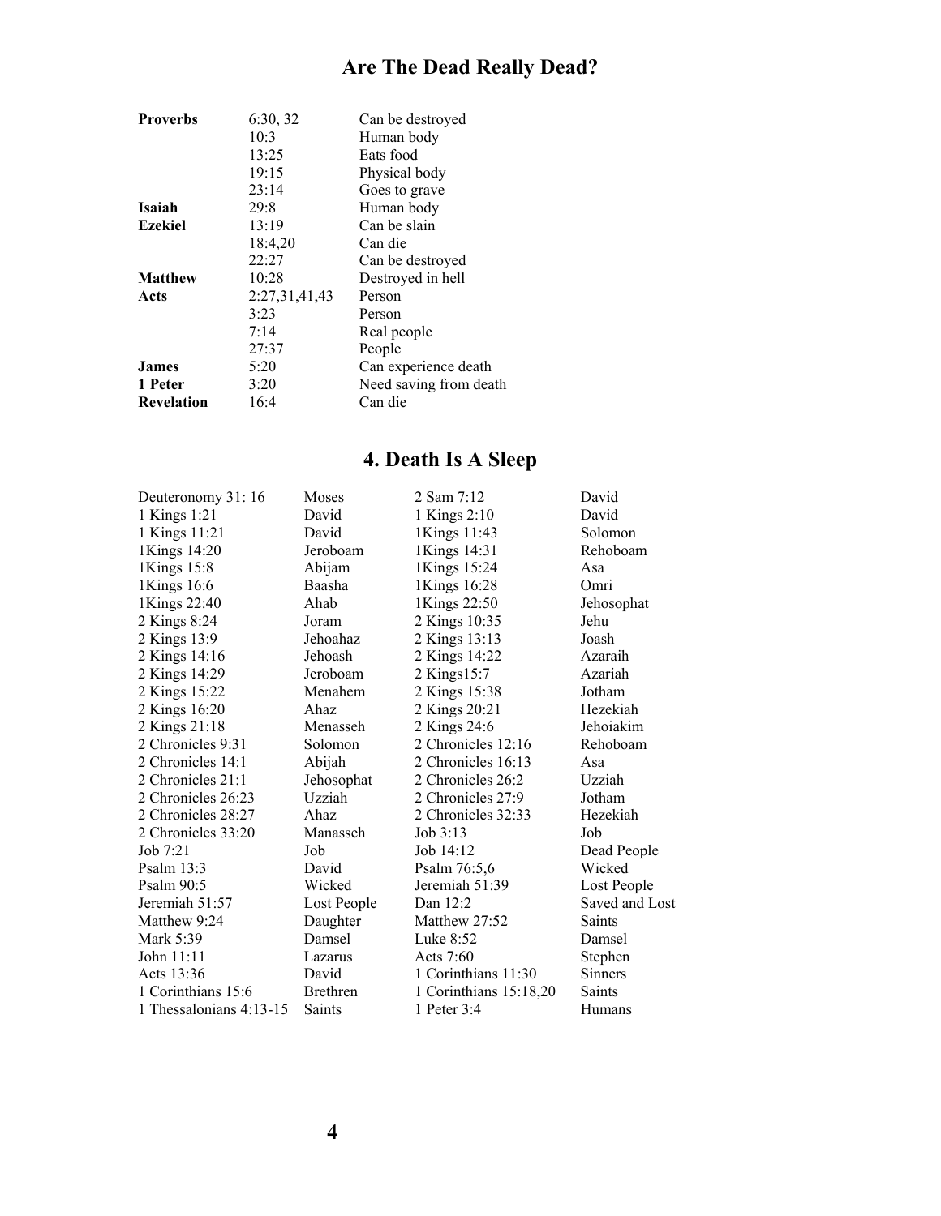# Are The Dead Really Dead?

| | | |
|---|---|---|
| **Proverbs** | 6:30, 32 | Can be destroyed |
| | 10:3 | Human body |
| | 13:25 | Eats food |
| | 19:15 | Physical body |
| | 23:14 | Goes to grave |
| **Isaiah** | 29:8 | Human body |
| **Ezekiel** | 13:19 | Can be slain |
| | 18:4,20 | Can die |
| | 22:27 | Can be destroyed |
| **Matthew** | 10:28 | Destroyed in hell |
| **Acts** | 2:27,31,41,43 | Person |
| | 3:23 | Person |
| | 7:14 | Real people |
| | 27:37 | People |
| **James** | 5:20 | Can experience death |
| **1 Peter** | 3:20 | Need saving from death |
| **Revelation** | 16:4 | Can die |

## 4. Death Is A Sleep

| | | | |
|---|---|---|---|
| Deuteronomy 31: 16 | Moses | 2 Sam 7:12 | David |
| 1 Kings 1:21 | David | 1 Kings 2:10 | David |
| 1 Kings 11:21 | David | 1Kings 11:43 | Solomon |
| 1Kings 14:20 | Jeroboam | 1Kings 14:31 | Rehoboam |
| 1Kings 15:8 | Abijam | 1Kings 15:24 | Asa |
| 1Kings 16:6 | Baasha | 1Kings 16:28 | Omri |
| 1Kings 22:40 | Ahab | 1Kings 22:50 | Jehosophat |
| 2 Kings 8:24 | Joram | 2 Kings 10:35 | Jehu |
| 2 Kings 13:9 | Jehoahaz | 2 Kings 13:13 | Joash |
| 2 Kings 14:16 | Jehoash | 2 Kings 14:22 | Azaraih |
| 2 Kings 14:29 | Jeroboam | 2 Kings15:7 | Azariah |
| 2 Kings 15:22 | Menahem | 2 Kings 15:38 | Jotham |
| 2 Kings 16:20 | Ahaz | 2 Kings 20:21 | Hezekiah |
| 2 Kings 21:18 | Menasseh | 2 Kings 24:6 | Jehoiakim |
| 2 Chronicles 9:31 | Solomon | 2 Chronicles 12:16 | Rehoboam |
| 2 Chronicles 14:1 | Abijah | 2 Chronicles 16:13 | Asa |
| 2 Chronicles 21:1 | Jehosophat | 2 Chronicles 26:2 | Uzziah |
| 2 Chronicles 26:23 | Uzziah | 2 Chronicles 27:9 | Jotham |
| 2 Chronicles 28:27 | Ahaz | 2 Chronicles 32:33 | Hezekiah |
| 2 Chronicles 33:20 | Manasseh | Job 3:13 | Job |
| Job 7:21 | Job | Job 14:12 | Dead People |
| Psalm 13:3 | David | Psalm 76:5,6 | Wicked |
| Psalm 90:5 | Wicked | Jeremiah 51:39 | Lost People |
| Jeremiah 51:57 | Lost People | Dan 12:2 | Saved and Lost |
| Matthew 9:24 | Daughter | Matthew 27:52 | Saints |
| Mark 5:39 | Damsel | Luke 8:52 | Damsel |
| John 11:11 | Lazarus | Acts 7:60 | Stephen |
| Acts 13:36 | David | 1 Corinthians 11:30 | Sinners |
| 1 Corinthians 15:6 | Brethren | 1 Corinthians 15:18,20 | Saints |
| 1 Thessalonians 4:13-15 | Saints | 1 Peter 3:4 | Humans |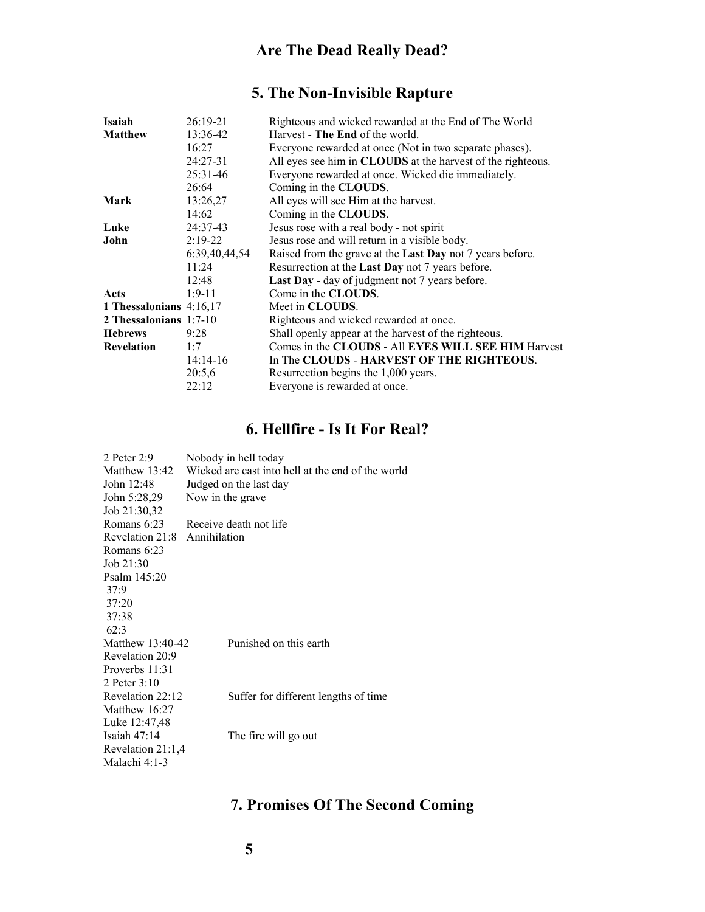# Are The Dead Really Dead?

## 5. The Non-Invisible Rapture

| | | |
|---|---|---|
| **Isaiah** | 26:19-21 | Righteous and wicked rewarded at the End of The World |
| **Matthew** | 13:36-42 | Harvest - **The End** of the world. |
| | 16:27 | Everyone rewarded at once (Not in two separate phases). |
| | 24:27-31 | All eyes see him in **CLOUDS** at the harvest of the righteous. |
| | 25:31-46 | Everyone rewarded at once. Wicked die immediately. |
| | 26:64 | Coming in the **CLOUDS**. |
| **Mark** | 13:26,27 | All eyes will see Him at the harvest. |
| | 14:62 | Coming in the **CLOUDS**. |
| **Luke** | 24:37-43 | Jesus rose with a real body - not spirit |
| **John** | 2:19-22 | Jesus rose and will return in a visible body. |
| | 6:39,40,44,54 | Raised from the grave at the **Last Day** not 7 years before. |
| | 11:24 | Resurrection at the **Last Day** not 7 years before. |
| | 12:48 | **Last Day** - day of judgment not 7 years before. |
| **Acts** | 1:9-11 | Come in the **CLOUDS**. |
| **1 Thessalonians** | 4:16,17 | Meet in **CLOUDS**. |
| **2 Thessalonians** | 1:7-10 | Righteous and wicked rewarded at once. |
| **Hebrews** | 9:28 | Shall openly appear at the harvest of the righteous. |
| **Revelation** | 1:7 | Comes in the **CLOUDS** - All **EYES WILL SEE HIM** Harvest |
| | 14:14-16 | In The **CLOUDS** - **HARVEST OF THE RIGHTEOUS**. |
| | 20:5,6 | Resurrection begins the 1,000 years. |
| | 22:12 | Everyone is rewarded at once. |

## 6. Hellfire - Is It For Real?

| | |
|---|---|
| 2 Peter 2:9 | Nobody in hell today |
| Matthew 13:42 | Wicked are cast into hell at the end of the world |
| John 12:48 | Judged on the last day |
| John 5:28,29 | Now in the grave |
| Job 21:30,32 | |
| Romans 6:23 | Receive death not life |
| Revelation 21:8 | Annihilation |
| Romans 6:23 | |
| Job 21:30 | |
| Psalm 145:20 | |
| 37:9 | |
| 37:20 | |
| 37:38 | |
| 62:3 | |
| Matthew 13:40-42 | Punished on this earth |
| Revelation 20:9 | |
| Proverbs 11:31 | |
| 2 Peter 3:10 | |
| Revelation 22:12 | Suffer for different lengths of time |
| Matthew 16:27 | |
| Luke 12:47,48 | |
| Isaiah 47:14 | The fire will go out |
| Revelation 21:1,4 | |
| Malachi 4:1-3 | |

## 7. Promises Of The Second Coming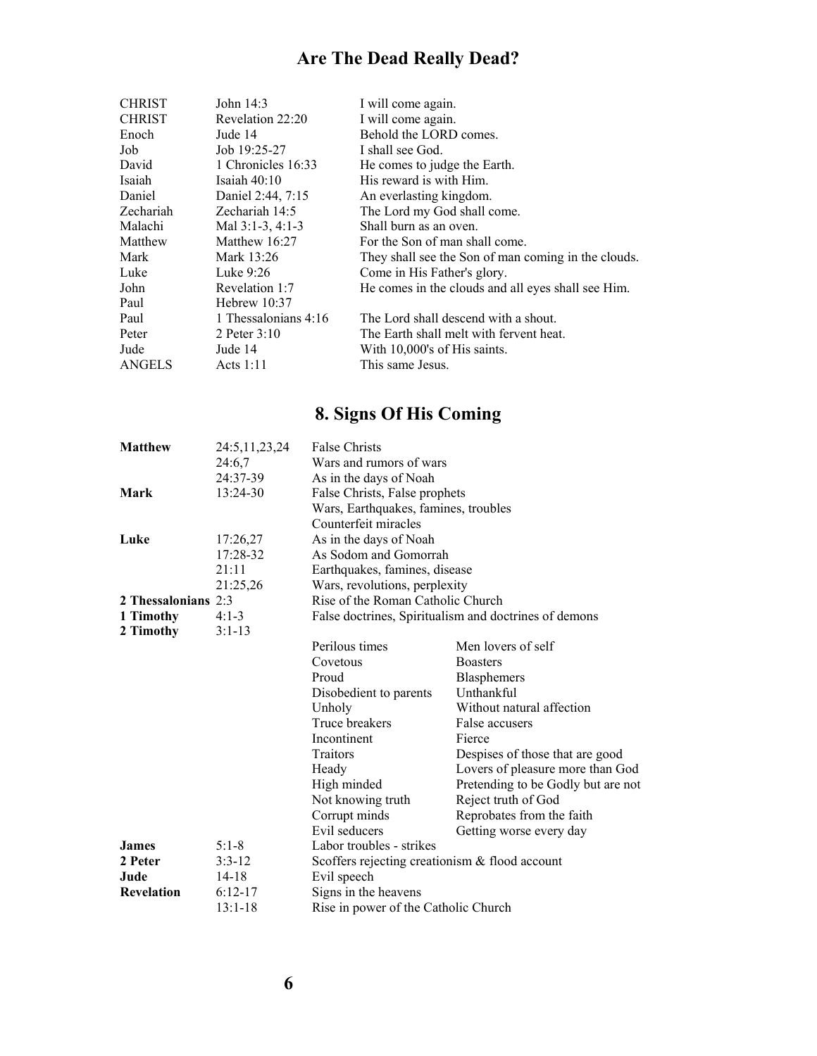## Are The Dead Really Dead?

| | | |
|---|---|---|
| CHRIST | John 14:3 | I will come again. |
| CHRIST | Revelation 22:20 | I will come again. |
| Enoch | Jude 14 | Behold the LORD comes. |
| Job | Job 19:25-27 | I shall see God. |
| David | 1 Chronicles 16:33 | He comes to judge the Earth. |
| Isaiah | Isaiah 40:10 | His reward is with Him. |
| Daniel | Daniel 2:44, 7:15 | An everlasting kingdom. |
| Zechariah | Zechariah 14:5 | The Lord my God shall come. |
| Malachi | Mal 3:1-3, 4:1-3 | Shall burn as an oven. |
| Matthew | Matthew 16:27 | For the Son of man shall come. |
| Mark | Mark 13:26 | They shall see the Son of man coming in the clouds. |
| Luke | Luke 9:26 | Come in His Father's glory. |
| John | Revelation 1:7 | He comes in the clouds and all eyes shall see Him. |
| Paul | Hebrew 10:37 | |
| Paul | 1 Thessalonians 4:16 | The Lord shall descend with a shout. |
| Peter | 2 Peter 3:10 | The Earth shall melt with fervent heat. |
| Jude | Jude 14 | With 10,000's of His saints. |
| ANGELS | Acts 1:11 | This same Jesus. |

## 8. Signs Of His Coming

| | | | |
|---|---|---|---|
| **Matthew** | 24:5,11,23,24 | False Christs | |
| | 24:6,7 | Wars and rumors of wars | |
| | 24:37-39 | As in the days of Noah | |
| **Mark** | 13:24-30 | False Christs, False prophets | |
| | | Wars, Earthquakes, famines, troubles | |
| | | Counterfeit miracles | |
| **Luke** | 17:26,27 | As in the days of Noah | |
| | 17:28-32 | As Sodom and Gomorrah | |
| | 21:11 | Earthquakes, famines, disease | |
| | 21:25,26 | Wars, revolutions, perplexity | |
| **2 Thessalonians** | 2:3 | Rise of the Roman Catholic Church | |
| **1 Timothy** | 4:1-3 | False doctrines, Spiritualism and doctrines of demons | |
| **2 Timothy** | 3:1-13 | | |
| | | Perilous times | Men lovers of self |
| | | Covetous | Boasters |
| | | Proud | Blasphemers |
| | | Disobedient to parents | Unthankful |
| | | Unholy | Without natural affection |
| | | Truce breakers | False accusers |
| | | Incontinent | Fierce |
| | | Traitors | Despises of those that are good |
| | | Heady | Lovers of pleasure more than God |
| | | High minded | Pretending to be Godly but are not |
| | | Not knowing truth | Reject truth of God |
| | | Corrupt minds | Reprobates from the faith |
| | | Evil seducers | Getting worse every day |
| **James** | 5:1-8 | Labor troubles - strikes | |
| **2 Peter** | 3:3-12 | Scoffers rejecting creationism & flood account | |
| **Jude** | 14-18 | Evil speech | |
| **Revelation** | 6:12-17 | Signs in the heavens | |
| | 13:1-18 | Rise in power of the Catholic Church | |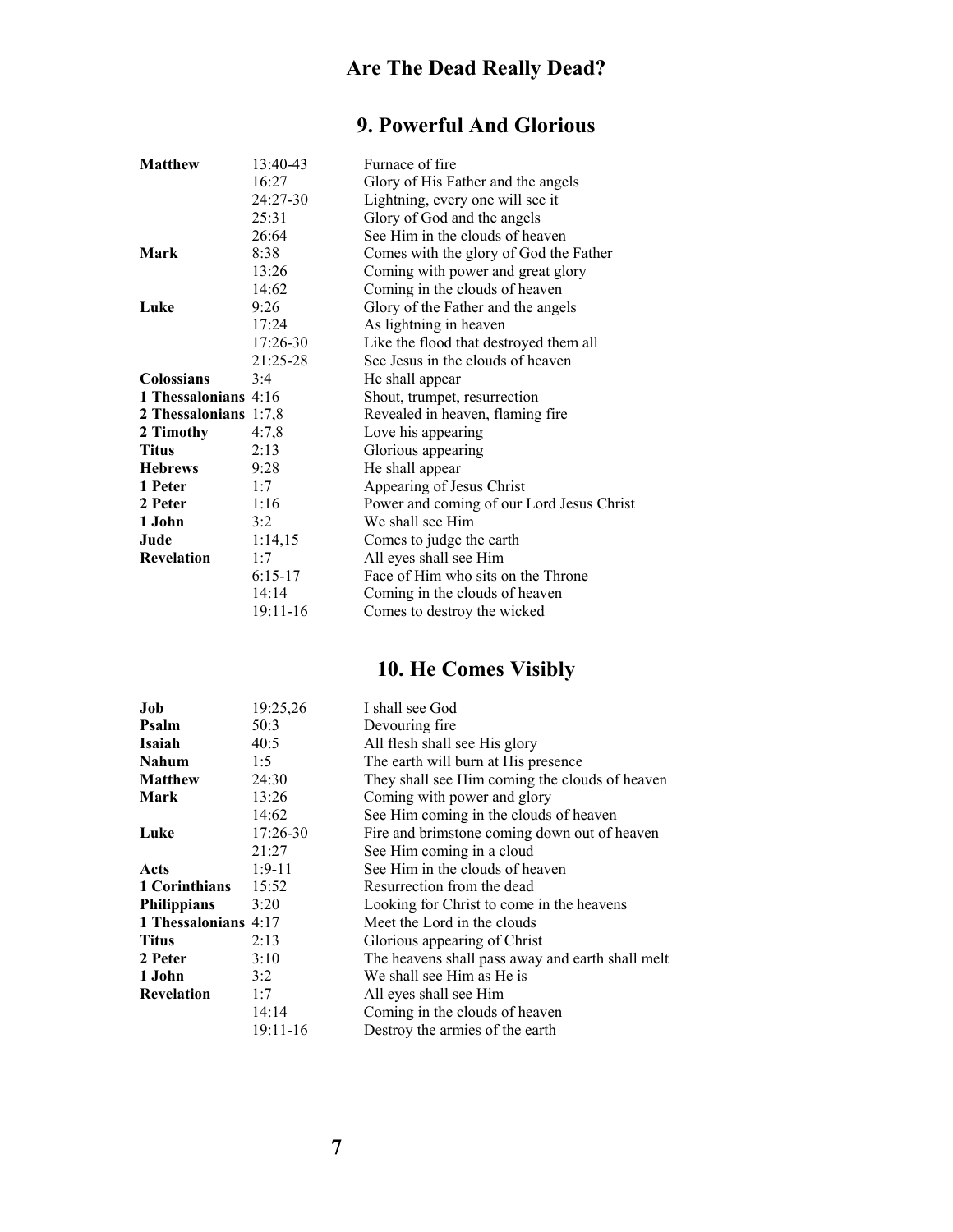## 9. Powerful And Glorious

| | | |
|---|---|---|
| **Matthew** | 13:40-43 | Furnace of fire |
| | 16:27 | Glory of His Father and the angels |
| | 24:27-30 | Lightning, every one will see it |
| | 25:31 | Glory of God and the angels |
| | 26:64 | See Him in the clouds of heaven |
| **Mark** | 8:38 | Comes with the glory of God the Father |
| | 13:26 | Coming with power and great glory |
| | 14:62 | Coming in the clouds of heaven |
| **Luke** | 9:26 | Glory of the Father and the angels |
| | 17:24 | As lightning in heaven |
| | 17:26-30 | Like the flood that destroyed them all |
| | 21:25-28 | See Jesus in the clouds of heaven |
| **Colossians** | 3:4 | He shall appear |
| **1 Thessalonians** | 4:16 | Shout, trumpet, resurrection |
| **2 Thessalonians** | 1:7,8 | Revealed in heaven, flaming fire |
| **2 Timothy** | 4:7,8 | Love his appearing |
| **Titus** | 2:13 | Glorious appearing |
| **Hebrews** | 9:28 | He shall appear |
| **1 Peter** | 1:7 | Appearing of Jesus Christ |
| **2 Peter** | 1:16 | Power and coming of our Lord Jesus Christ |
| **1 John** | 3:2 | We shall see Him |
| **Jude** | 1:14,15 | Comes to judge the earth |
| **Revelation** | 1:7 | All eyes shall see Him |
| | 6:15-17 | Face of Him who sits on the Throne |
| | 14:14 | Coming in the clouds of heaven |
| | 19:11-16 | Comes to destroy the wicked |

## 10. He Comes Visibly

| | | |
|---|---|---|
| **Job** | 19:25,26 | I shall see God |
| **Psalm** | 50:3 | Devouring fire |
| **Isaiah** | 40:5 | All flesh shall see His glory |
| **Nahum** | 1:5 | The earth will burn at His presence |
| **Matthew** | 24:30 | They shall see Him coming the clouds of heaven |
| **Mark** | 13:26 | Coming with power and glory |
| | 14:62 | See Him coming in the clouds of heaven |
| **Luke** | 17:26-30 | Fire and brimstone coming down out of heaven |
| | 21:27 | See Him coming in a cloud |
| **Acts** | 1:9-11 | See Him in the clouds of heaven |
| **1 Corinthians** | 15:52 | Resurrection from the dead |
| **Philippians** | 3:20 | Looking for Christ to come in the heavens |
| **1 Thessalonians** | 4:17 | Meet the Lord in the clouds |
| **Titus** | 2:13 | Glorious appearing of Christ |
| **2 Peter** | 3:10 | The heavens shall pass away and earth shall melt |
| **1 John** | 3:2 | We shall see Him as He is |
| **Revelation** | 1:7 | All eyes shall see Him |
| | 14:14 | Coming in the clouds of heaven |
| | 19:11-16 | Destroy the armies of the earth |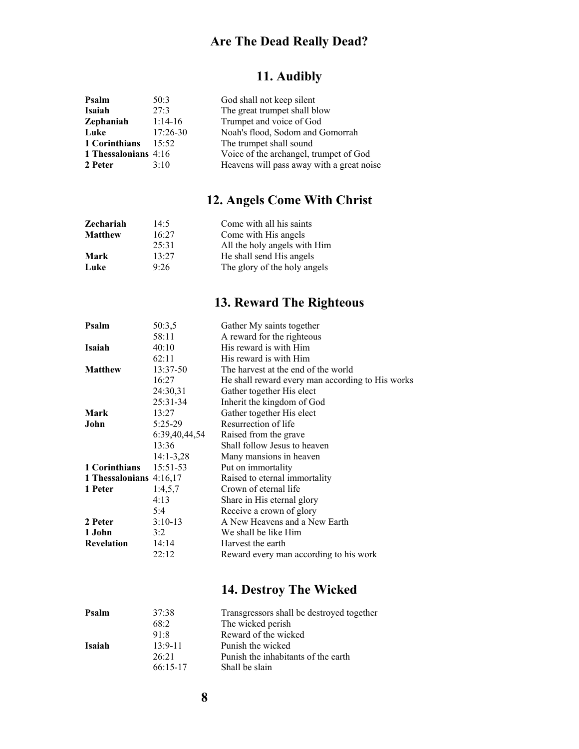# Are The Dead Really Dead?

## 11. Audibly

| | | |
|---|---|---|
| **Psalm** | 50:3 | God shall not keep silent |
| **Isaiah** | 27:3 | The great trumpet shall blow |
| **Zephaniah** | 1:14-16 | Trumpet and voice of God |
| **Luke** | 17:26-30 | Noah's flood, Sodom and Gomorrah |
| **1 Corinthians** | 15:52 | The trumpet shall sound |
| **1 Thessalonians** | 4:16 | Voice of the archangel, trumpet of God |
| **2 Peter** | 3:10 | Heavens will pass away with a great noise |

## 12. Angels Come With Christ

| | | |
|---|---|---|
| **Zechariah** | 14:5 | Come with all his saints |
| **Matthew** | 16:27 | Come with His angels |
| | 25:31 | All the holy angels with Him |
| **Mark** | 13:27 | He shall send His angels |
| **Luke** | 9:26 | The glory of the holy angels |

## 13. Reward The Righteous

| | | |
|---|---|---|
| **Psalm** | 50:3,5 | Gather My saints together |
| | 58:11 | A reward for the righteous |
| **Isaiah** | 40:10 | His reward is with Him |
| | 62:11 | His reward is with Him |
| **Matthew** | 13:37-50 | The harvest at the end of the world |
| | 16:27 | He shall reward every man according to His works |
| | 24:30,31 | Gather together His elect |
| | 25:31-34 | Inherit the kingdom of God |
| **Mark** | 13:27 | Gather together His elect |
| **John** | 5:25-29 | Resurrection of life |
| | 6:39,40,44,54 | Raised from the grave |
| | 13:36 | Shall follow Jesus to heaven |
| | 14:1-3,28 | Many mansions in heaven |
| **1 Corinthians** | 15:51-53 | Put on immortality |
| **1 Thessalonians** | 4:16,17 | Raised to eternal immortality |
| **1 Peter** | 1:4,5,7 | Crown of eternal life |
| | 4:13 | Share in His eternal glory |
| | 5:4 | Receive a crown of glory |
| **2 Peter** | 3:10-13 | A New Heavens and a New Earth |
| **1 John** | 3:2 | We shall be like Him |
| **Revelation** | 14:14 | Harvest the earth |
| | 22:12 | Reward every man according to his work |

## 14. Destroy The Wicked

| | | |
|---|---|---|
| **Psalm** | 37:38 | Transgressors shall be destroyed together |
| | 68:2 | The wicked perish |
| | 91:8 | Reward of the wicked |
| **Isaiah** | 13:9-11 | Punish the wicked |
| | 26:21 | Punish the inhabitants of the earth |
| | 66:15-17 | Shall be slain |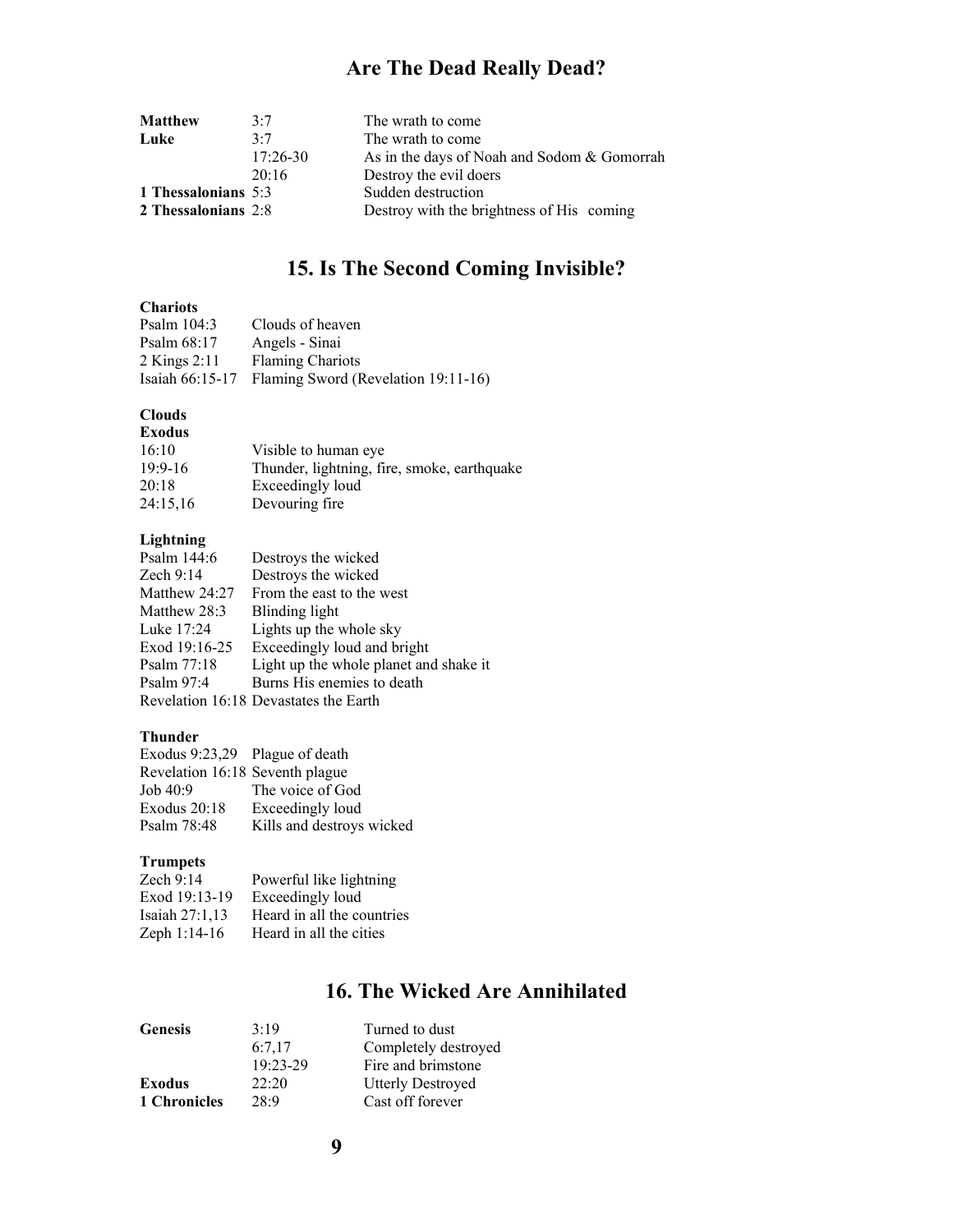## Are The Dead Really Dead?

| | | |
|---|---|---|
| **Matthew** | 3:7 | The wrath to come |
| **Luke** | 3:7 | The wrath to come |
| | 17:26-30 | As in the days of Noah and Sodom & Gomorrah |
| | 20:16 | Destroy the evil doers |
| **1 Thessalonians** | 5:3 | Sudden destruction |
| **2 Thessalonians** | 2:8 | Destroy with the brightness of His coming |

## 15. Is The Second Coming Invisible?

**Chariots**

| | |
|---|---|
| Psalm 104:3 | Clouds of heaven |
| Psalm 68:17 | Angels - Sinai |
| 2 Kings 2:11 | Flaming Chariots |
| Isaiah 66:15-17 | Flaming Sword (Revelation 19:11-16) |

**Clouds**

**Exodus**

| | |
|---|---|
| 16:10 | Visible to human eye |
| 19:9-16 | Thunder, lightning, fire, smoke, earthquake |
| 20:18 | Exceedingly loud |
| 24:15,16 | Devouring fire |

**Lightning**

| | |
|---|---|
| Psalm 144:6 | Destroys the wicked |
| Zech 9:14 | Destroys the wicked |
| Matthew 24:27 | From the east to the west |
| Matthew 28:3 | Blinding light |
| Luke 17:24 | Lights up the whole sky |
| Exod 19:16-25 | Exceedingly loud and bright |
| Psalm 77:18 | Light up the whole planet and shake it |
| Psalm 97:4 | Burns His enemies to death |
| Revelation 16:18 | Devastates the Earth |

**Thunder**

| | |
|---|---|
| Exodus 9:23,29 | Plague of death |
| Revelation 16:18 | Seventh plague |
| Job 40:9 | The voice of God |
| Exodus 20:18 | Exceedingly loud |
| Psalm 78:48 | Kills and destroys wicked |

**Trumpets**

| | |
|---|---|
| Zech 9:14 | Powerful like lightning |
| Exod 19:13-19 | Exceedingly loud |
| Isaiah 27:1,13 | Heard in all the countries |
| Zeph 1:14-16 | Heard in all the cities |

## 16. The Wicked Are Annihilated

| | | |
|---|---|---|
| **Genesis** | 3:19 | Turned to dust |
| | 6:7,17 | Completely destroyed |
| | 19:23-29 | Fire and brimstone |
| **Exodus** | 22:20 | Utterly Destroyed |
| **1 Chronicles** | 28:9 | Cast off forever |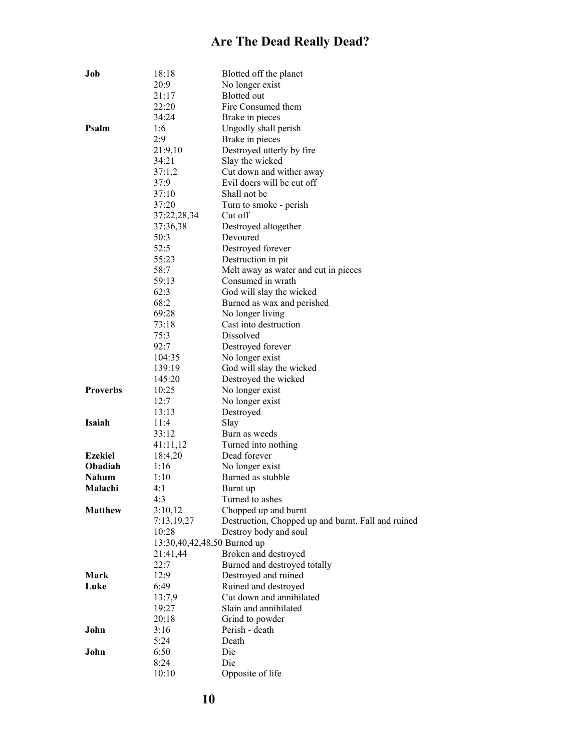# Are The Dead Really Dead?

| Book | Reference | Description |
|---|---|---|
| **Job** | 18:18 | Blotted off the planet |
| | 20:9 | No longer exist |
| | 21:17 | Blotted out |
| | 22:20 | Fire Consumed them |
| | 34:24 | Brake in pieces |
| **Psalm** | 1:6 | Ungodly shall perish |
| | 2:9 | Brake in pieces |
| | 21:9,10 | Destroyed utterly by fire |
| | 34:21 | Slay the wicked |
| | 37:1,2 | Cut down and wither away |
| | 37:9 | Evil doers will be cut off |
| | 37:10 | Shall not be |
| | 37:20 | Turn to smoke - perish |
| | 37:22,28,34 | Cut off |
| | 37:36,38 | Destroyed altogether |
| | 50:3 | Devoured |
| | 52:5 | Destroyed forever |
| | 55:23 | Destruction in pit |
| | 58:7 | Melt away as water and cut in pieces |
| | 59:13 | Consumed in wrath |
| | 62:3 | God will slay the wicked |
| | 68:2 | Burned as wax and perished |
| | 69:28 | No longer living |
| | 73:18 | Cast into destruction |
| | 75:3 | Dissolved |
| | 92:7 | Destroyed forever |
| | 104:35 | No longer exist |
| | 139:19 | God will slay the wicked |
| | 145:20 | Destroyed the wicked |
| **Proverbs** | 10:25 | No longer exist |
| | 12:7 | No longer exist |
| | 13:13 | Destroyed |
| **Isaiah** | 11:4 | Slay |
| | 33:12 | Burn as weeds |
| | 41:11,12 | Turned into nothing |
| **Ezekiel** | 18:4,20 | Dead forever |
| **Obadiah** | 1:16 | No longer exist |
| **Nahum** | 1:10 | Burned as stubble |
| **Malachi** | 4:1 | Burnt up |
| | 4:3 | Turned to ashes |
| **Matthew** | 3:10,12 | Chopped up and burnt |
| | 7:13,19,27 | Destruction, Chopped up and burnt, Fall and ruined |
| | 10:28 | Destroy body and soul |
| | 13:30,40,42,48,50 | Burned up |
| | 21:41,44 | Broken and destroyed |
| | 22:7 | Burned and destroyed totally |
| **Mark** | 12:9 | Destroyed and ruined |
| **Luke** | 6:49 | Ruined and destroyed |
| | 13:7,9 | Cut down and annihilated |
| | 19:27 | Slain and annihilated |
| | 20:18 | Grind to powder |
| **John** | 3:16 | Perish - death |
| | 5:24 | Death |
| **John** | 6:50 | Die |
| | 8:24 | Die |
| | 10:10 | Opposite of life |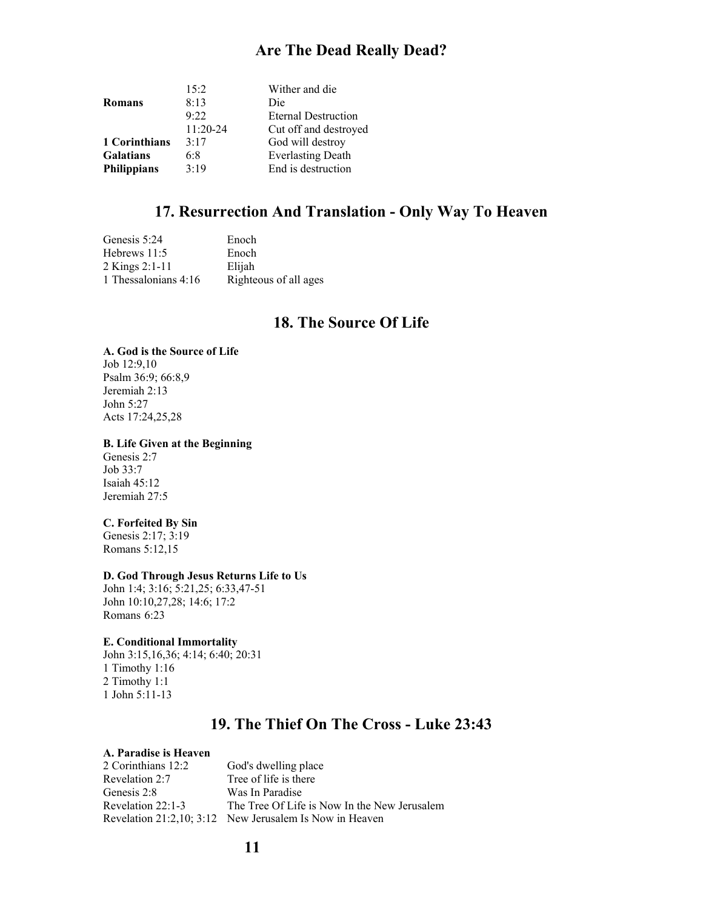| | | |
|---|---|---|
| | 15:2 | Wither and die |
| **Romans** | 8:13 | Die |
| | 9:22 | Eternal Destruction |
| | 11:20-24 | Cut off and destroyed |
| **1 Corinthians** | 3:17 | God will destroy |
| **Galatians** | 6:8 | Everlasting Death |
| **Philippians** | 3:19 | End is destruction |

## 17. Resurrection And Translation - Only Way To Heaven

| | |
|---|---|
| Genesis 5:24 | Enoch |
| Hebrews 11:5 | Enoch |
| 2 Kings 2:1-11 | Elijah |
| 1 Thessalonians 4:16 | Righteous of all ages |

## 18. The Source Of Life

**A. God is the Source of Life**
Job 12:9,10
Psalm 36:9; 66:8,9
Jeremiah 2:13
John 5:27
Acts 17:24,25,28

**B. Life Given at the Beginning**
Genesis 2:7
Job 33:7
Isaiah 45:12
Jeremiah 27:5

**C. Forfeited By Sin**
Genesis 2:17; 3:19
Romans 5:12,15

**D. God Through Jesus Returns Life to Us**
John 1:4; 3:16; 5:21,25; 6:33,47-51
John 10:10,27,28; 14:6; 17:2
Romans 6:23

**E. Conditional Immortality**
John 3:15,16,36; 4:14; 6:40; 20:31
1 Timothy 1:16
2 Timothy 1:1
1 John 5:11-13

## 19. The Thief On The Cross - Luke 23:43

**A. Paradise is Heaven**

| | |
|---|---|
| 2 Corinthians 12:2 | God's dwelling place |
| Revelation 2:7 | Tree of life is there |
| Genesis 2:8 | Was In Paradise |
| Revelation 22:1-3 | The Tree Of Life is Now In the New Jerusalem |
| Revelation 21:2,10; 3:12 | New Jerusalem Is Now in Heaven |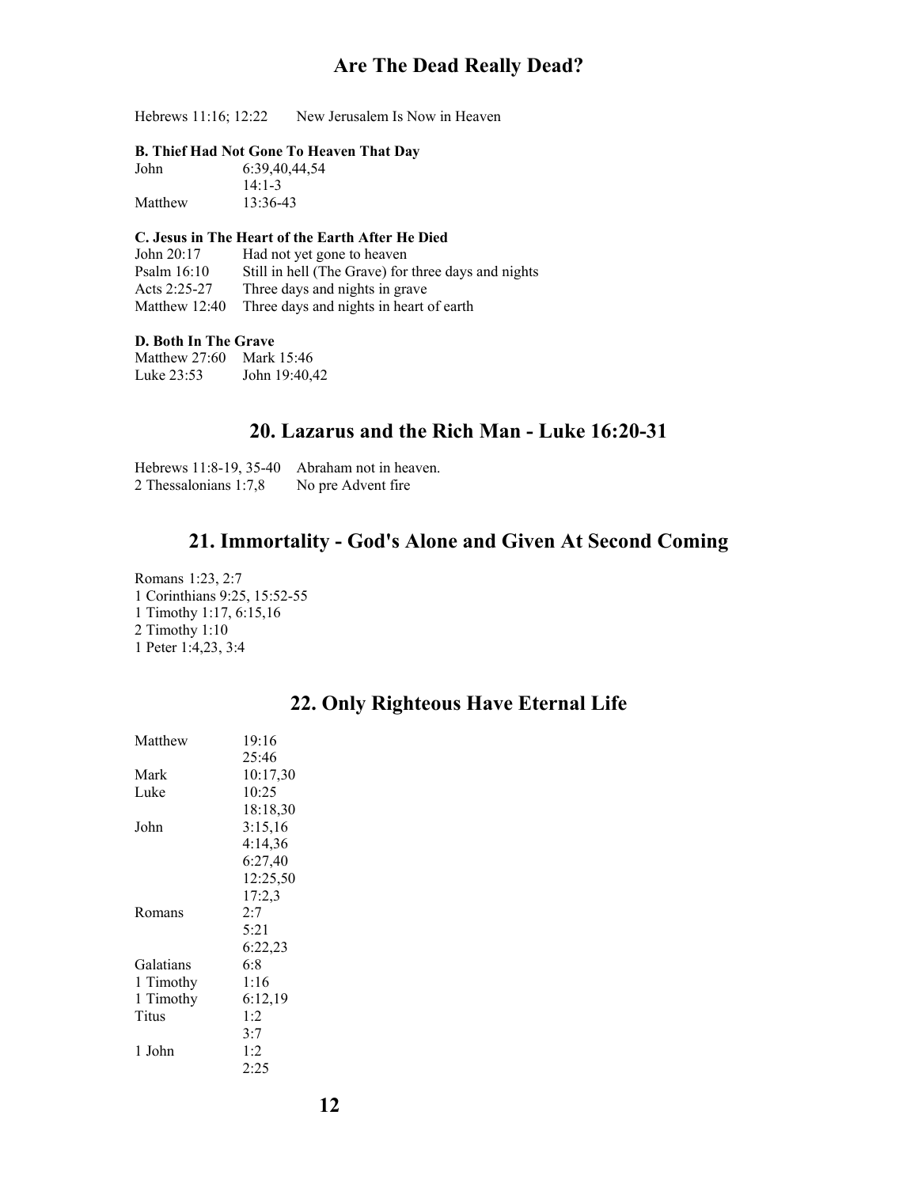Hebrews 11:16; 12:22 New Jerusalem Is Now in Heaven

**B. Thief Had Not Gone To Heaven That Day**

| | |
|---|---|
| John | 6:39,40,44,54 |
| | 14:1-3 |
| Matthew | 13:36-43 |

**C. Jesus in The Heart of the Earth After He Died**

| | |
|---|---|
| John 20:17 | Had not yet gone to heaven |
| Psalm 16:10 | Still in hell (The Grave) for three days and nights |
| Acts 2:25-27 | Three days and nights in grave |
| Matthew 12:40 | Three days and nights in heart of earth |

**D. Both In The Grave**

| | |
|---|---|
| Matthew 27:60 | Mark 15:46 |
| Luke 23:53 | John 19:40,42 |

## 20. Lazarus and the Rich Man - Luke 16:20-31

| | |
|---|---|
| Hebrews 11:8-19, 35-40 | Abraham not in heaven. |
| 2 Thessalonians 1:7,8 | No pre Advent fire |

## 21. Immortality - God's Alone and Given At Second Coming

Romans 1:23, 2:7
1 Corinthians 9:25, 15:52-55
1 Timothy 1:17, 6:15,16
2 Timothy 1:10
1 Peter 1:4,23, 3:4

## 22. Only Righteous Have Eternal Life

| | |
|---|---|
| Matthew | 19:16 |
| | 25:46 |
| Mark | 10:17,30 |
| Luke | 10:25 |
| | 18:18,30 |
| John | 3:15,16 |
| | 4:14,36 |
| | 6:27,40 |
| | 12:25,50 |
| | 17:2,3 |
| Romans | 2:7 |
| | 5:21 |
| | 6:22,23 |
| Galatians | 6:8 |
| 1 Timothy | 1:16 |
| 1 Timothy | 6:12,19 |
| Titus | 1:2 |
| | 3:7 |
| 1 John | 1:2 |
| | 2:25 |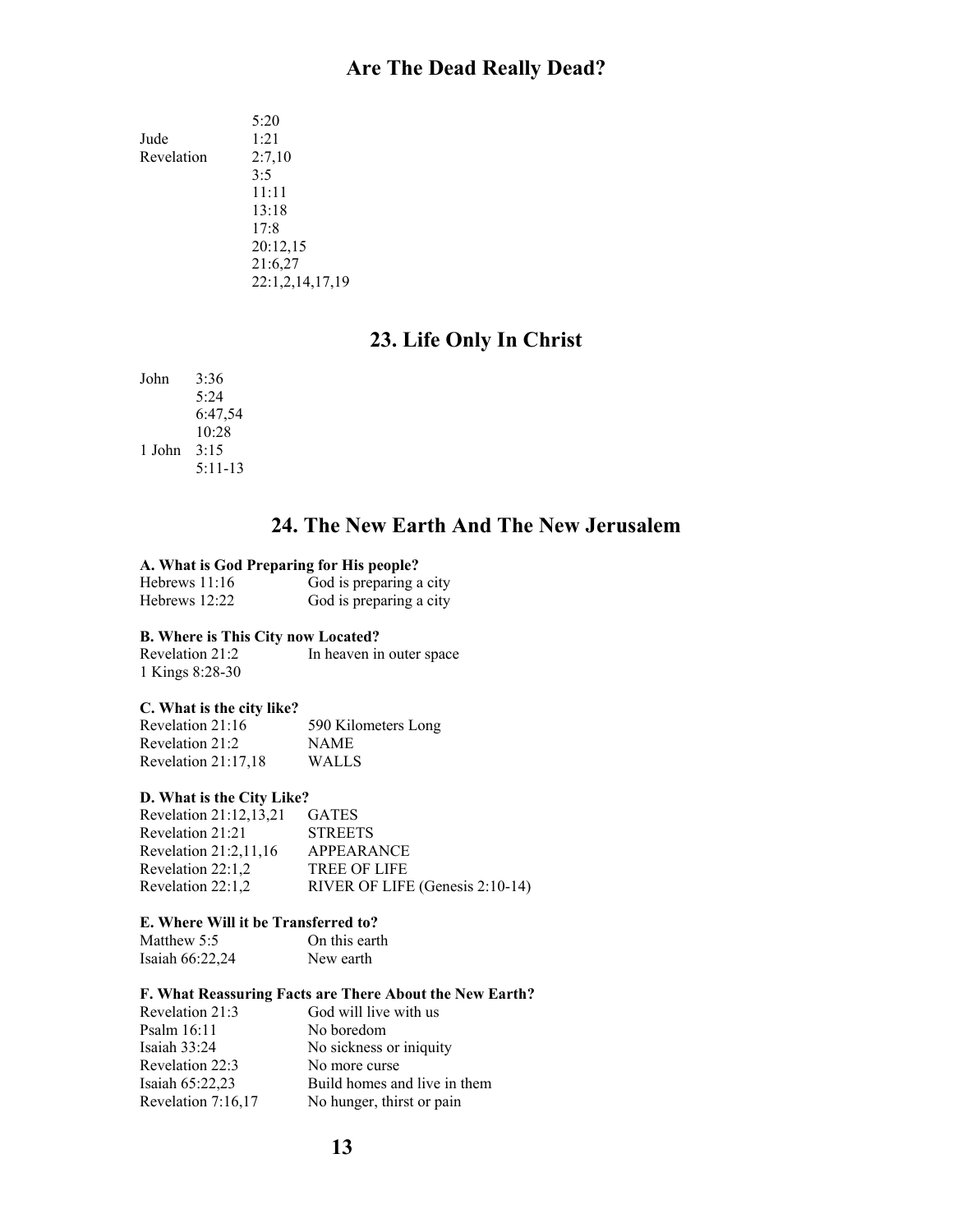| | |
|---|---|
| | 5:20 |
| Jude | 1:21 |
| Revelation | 2:7,10 |
| | 3:5 |
| | 11:11 |
| | 13:18 |
| | 17:8 |
| | 20:12,15 |
| | 21:6,27 |
| | 22:1,2,14,17,19 |

## 23. Life Only In Christ

| | |
|---|---|
| John | 3:36 |
| | 5:24 |
| | 6:47,54 |
| | 10:28 |
| 1 John | 3:15 |
| | 5:11-13 |

## 24. The New Earth And The New Jerusalem

**A. What is God Preparing for His people?**

| | |
|---|---|
| Hebrews 11:16 | God is preparing a city |
| Hebrews 12:22 | God is preparing a city |

**B. Where is This City now Located?**

| | |
|---|---|
| Revelation 21:2 | In heaven in outer space |
| 1 Kings 8:28-30 | |

**C. What is the city like?**

| | |
|---|---|
| Revelation 21:16 | 590 Kilometers Long |
| Revelation 21:2 | NAME |
| Revelation 21:17,18 | WALLS |

**D. What is the City Like?**

| | |
|---|---|
| Revelation 21:12,13,21 | GATES |
| Revelation 21:21 | STREETS |
| Revelation 21:2,11,16 | APPEARANCE |
| Revelation 22:1,2 | TREE OF LIFE |
| Revelation 22:1,2 | RIVER OF LIFE (Genesis 2:10-14) |

**E. Where Will it be Transferred to?**

| | |
|---|---|
| Matthew 5:5 | On this earth |
| Isaiah 66:22,24 | New earth |

**F. What Reassuring Facts are There About the New Earth?**

| | |
|---|---|
| Revelation 21:3 | God will live with us |
| Psalm 16:11 | No boredom |
| Isaiah 33:24 | No sickness or iniquity |
| Revelation 22:3 | No more curse |
| Isaiah 65:22,23 | Build homes and live in them |
| Revelation 7:16,17 | No hunger, thirst or pain |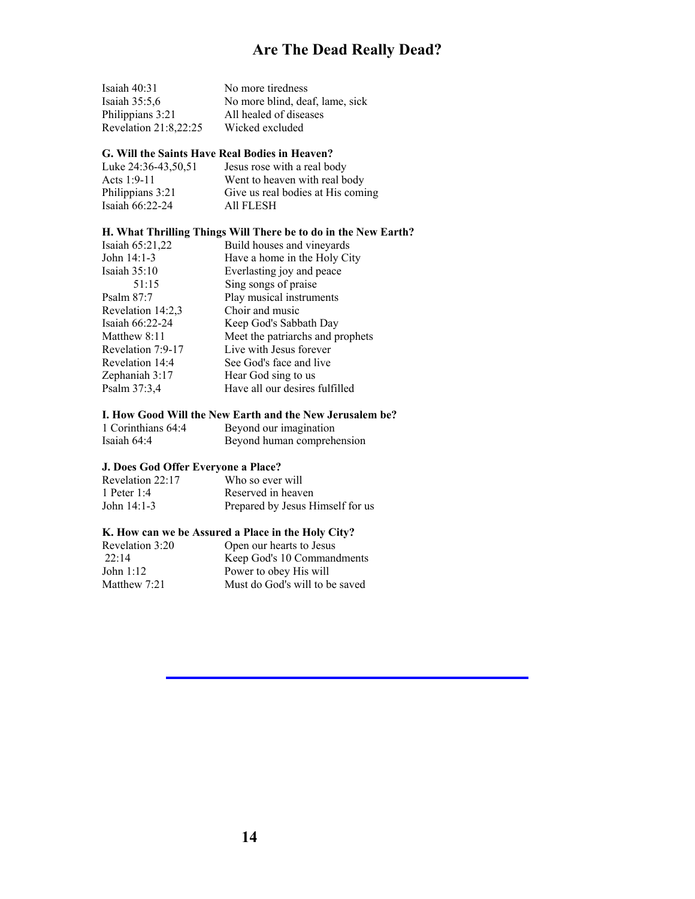# Are The Dead Really Dead?

| | |
|---|---|
| Isaiah 40:31 | No more tiredness |
| Isaiah 35:5,6 | No more blind, deaf, lame, sick |
| Philippians 3:21 | All healed of diseases |
| Revelation 21:8,22:25 | Wicked excluded |

### G. Will the Saints Have Real Bodies in Heaven?

| | |
|---|---|
| Luke 24:36-43,50,51 | Jesus rose with a real body |
| Acts 1:9-11 | Went to heaven with real body |
| Philippians 3:21 | Give us real bodies at His coming |
| Isaiah 66:22-24 | All FLESH |

### H. What Thrilling Things Will There be to do in the New Earth?

| | |
|---|---|
| Isaiah 65:21,22 | Build houses and vineyards |
| John 14:1-3 | Have a home in the Holy City |
| Isaiah 35:10 | Everlasting joy and peace |
| 51:15 | Sing songs of praise |
| Psalm 87:7 | Play musical instruments |
| Revelation 14:2,3 | Choir and music |
| Isaiah 66:22-24 | Keep God's Sabbath Day |
| Matthew 8:11 | Meet the patriarchs and prophets |
| Revelation 7:9-17 | Live with Jesus forever |
| Revelation 14:4 | See God's face and live |
| Zephaniah 3:17 | Hear God sing to us |
| Psalm 37:3,4 | Have all our desires fulfilled |

### I. How Good Will the New Earth and the New Jerusalem be?

| | |
|---|---|
| 1 Corinthians 64:4 | Beyond our imagination |
| Isaiah 64:4 | Beyond human comprehension |

### J. Does God Offer Everyone a Place?

| | |
|---|---|
| Revelation 22:17 | Who so ever will |
| 1 Peter 1:4 | Reserved in heaven |
| John 14:1-3 | Prepared by Jesus Himself for us |

### K. How can we be Assured a Place in the Holy City?

| | |
|---|---|
| Revelation 3:20 | Open our hearts to Jesus |
| 22:14 | Keep God's 10 Commandments |
| John 1:12 | Power to obey His will |
| Matthew 7:21 | Must do God's will to be saved |